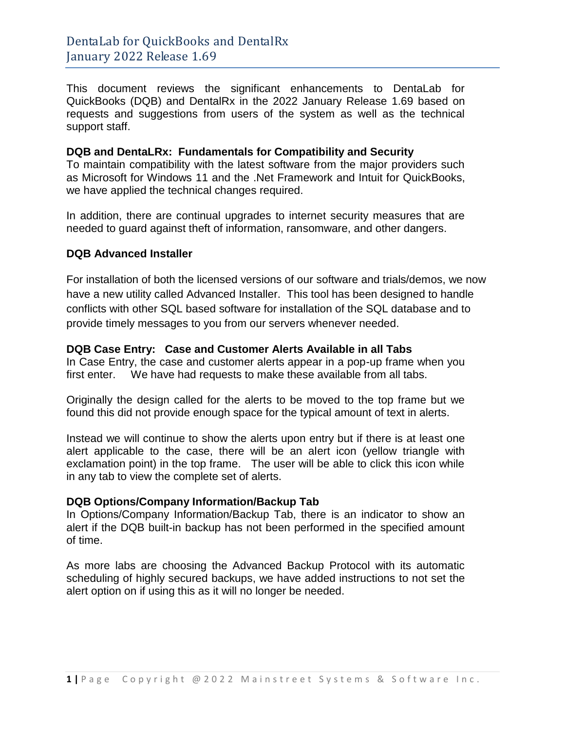# DentaLab for QuickBooks and DentalRx
# January 2022 Release 1.69

This document reviews the significant enhancements to DentaLab for QuickBooks (DQB) and DentalRx in the 2022 January Release 1.69 based on requests and suggestions from users of the system as well as the technical support staff.

**DQB and DentaLRx: Fundamentals for Compatibility and Security**

To maintain compatibility with the latest software from the major providers such as Microsoft for Windows 11 and the .Net Framework and Intuit for QuickBooks, we have applied the technical changes required.

In addition, there are continual upgrades to internet security measures that are needed to guard against theft of information, ransomware, and other dangers.

**DQB Advanced Installer**

For installation of both the licensed versions of our software and trials/demos, we now have a new utility called Advanced Installer. This tool has been designed to handle conflicts with other SQL based software for installation of the SQL database and to provide timely messages to you from our servers whenever needed.

**DQB Case Entry: Case and Customer Alerts Available in all Tabs**

In Case Entry, the case and customer alerts appear in a pop-up frame when you first enter. We have had requests to make these available from all tabs.

Originally the design called for the alerts to be moved to the top frame but we found this did not provide enough space for the typical amount of text in alerts.

Instead we will continue to show the alerts upon entry but if there is at least one alert applicable to the case, there will be an alert icon (yellow triangle with exclamation point) in the top frame. The user will be able to click this icon while in any tab to view the complete set of alerts.

**DQB Options/Company Information/Backup Tab**

In Options/Company Information/Backup Tab, there is an indicator to show an alert if the DQB built-in backup has not been performed in the specified amount of time.

As more labs are choosing the Advanced Backup Protocol with its automatic scheduling of highly secured backups, we have added instructions to not set the alert option on if using this as it will no longer be needed.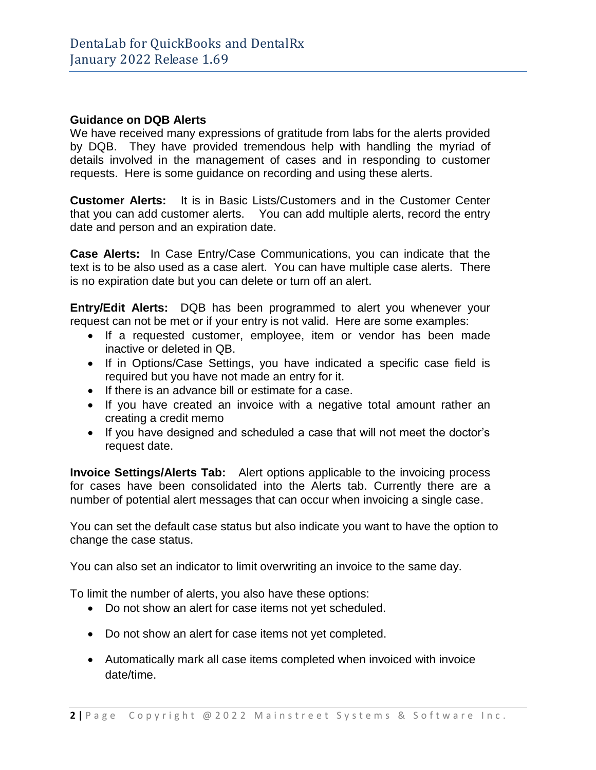**Guidance on DQB Alerts**

We have received many expressions of gratitude from labs for the alerts provided by DQB. They have provided tremendous help with handling the myriad of details involved in the management of cases and in responding to customer requests. Here is some guidance on recording and using these alerts.

**Customer Alerts:** It is in Basic Lists/Customers and in the Customer Center that you can add customer alerts. You can add multiple alerts, record the entry date and person and an expiration date.

**Case Alerts:** In Case Entry/Case Communications, you can indicate that the text is to be also used as a case alert. You can have multiple case alerts. There is no expiration date but you can delete or turn off an alert.

**Entry/Edit Alerts:** DQB has been programmed to alert you whenever your request can not be met or if your entry is not valid. Here are some examples:

- If a requested customer, employee, item or vendor has been made inactive or deleted in QB.
- If in Options/Case Settings, you have indicated a specific case field is required but you have not made an entry for it.
- If there is an advance bill or estimate for a case.
- If you have created an invoice with a negative total amount rather an creating a credit memo
- If you have designed and scheduled a case that will not meet the doctor's request date.

**Invoice Settings/Alerts Tab:** Alert options applicable to the invoicing process for cases have been consolidated into the Alerts tab. Currently there are a number of potential alert messages that can occur when invoicing a single case.

You can set the default case status but also indicate you want to have the option to change the case status.

You can also set an indicator to limit overwriting an invoice to the same day.

To limit the number of alerts, you also have these options:

- Do not show an alert for case items not yet scheduled.
- Do not show an alert for case items not yet completed.
- Automatically mark all case items completed when invoiced with invoice date/time.